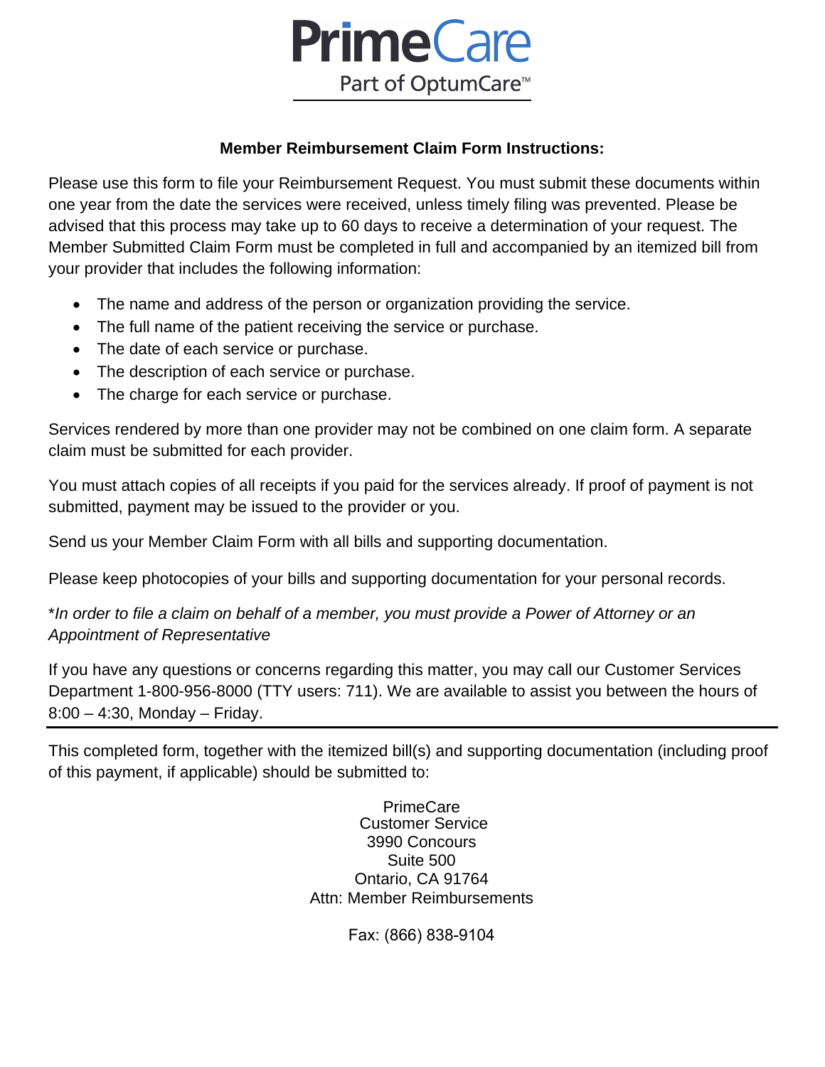# PrimeCare

Part of OptumCare™

---

**Member Reimbursement Claim Form Instructions:**

Please use this form to file your Reimbursement Request. You must submit these documents within one year from the date the services were received, unless timely filing was prevented. Please be advised that this process may take up to 60 days to receive a determination of your request. The Member Submitted Claim Form must be completed in full and accompanied by an itemized bill from your provider that includes the following information:

- The name and address of the person or organization providing the service.
- The full name of the patient receiving the service or purchase.
- The date of each service or purchase.
- The description of each service or purchase.
- The charge for each service or purchase.

Services rendered by more than one provider may not be combined on one claim form. A separate claim must be submitted for each provider.

You must attach copies of all receipts if you paid for the services already. If proof of payment is not submitted, payment may be issued to the provider or you.

Send us your Member Claim Form with all bills and supporting documentation.

Please keep photocopies of your bills and supporting documentation for your personal records.

\**In order to file a claim on behalf of a member, you must provide a Power of Attorney or an Appointment of Representative*

If you have any questions or concerns regarding this matter, you may call our Customer Services Department 1-800-956-8000 (TTY users: 711). We are available to assist you between the hours of 8:00 – 4:30, Monday – Friday.

---

This completed form, together with the itemized bill(s) and supporting documentation (including proof of this payment, if applicable) should be submitted to:

PrimeCare  
Customer Service  
3990 Concours  
Suite 500  
Ontario, CA 91764  
Attn: Member Reimbursements

Fax: (866) 838-9104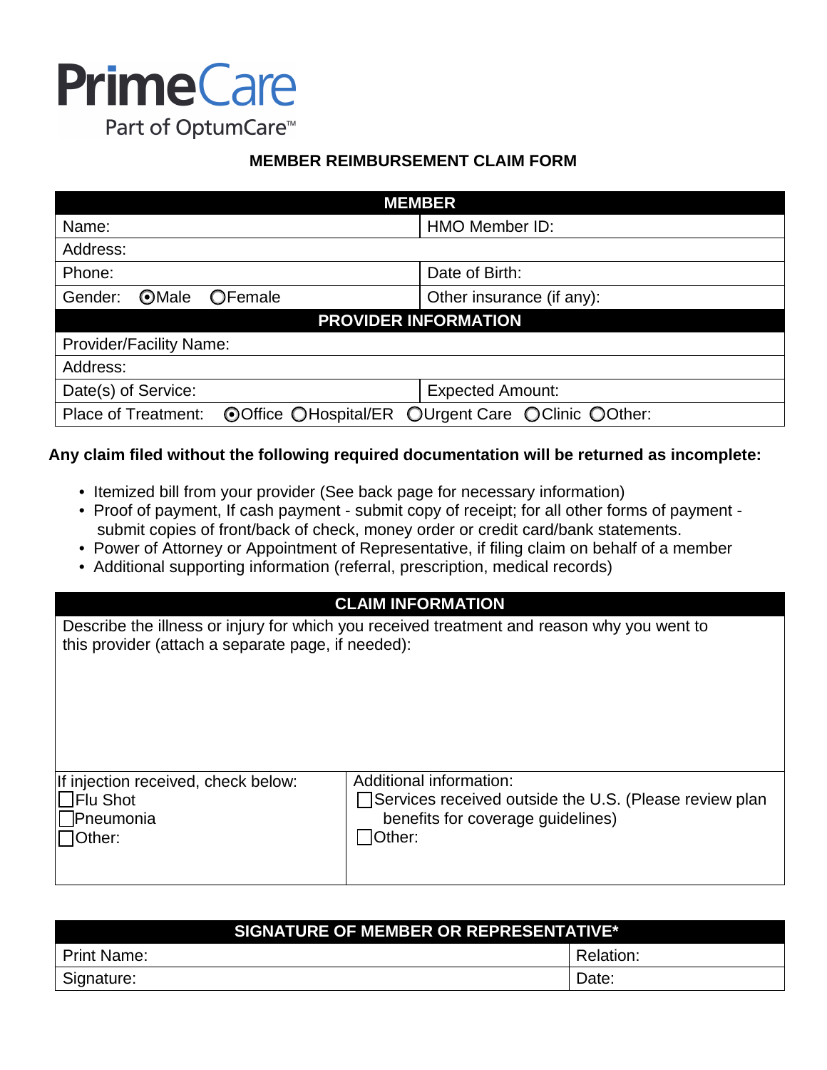PrimeCare
Part of OptumCare™

## MEMBER REIMBURSEMENT CLAIM FORM

| MEMBER | |
|---|---|
| Name: | HMO Member ID: |
| Address: | |
| Phone: | Date of Birth: |
| Gender: ◉Male ○Female | Other insurance (if any): |

| PROVIDER INFORMATION | |
|---|---|
| Provider/Facility Name: | |
| Address: | |
| Date(s) of Service: | Expected Amount: |
| Place of Treatment: ◉Office ○Hospital/ER ○Urgent Care ○Clinic ○Other: | |

**Any claim filed without the following required documentation will be returned as incomplete:**

- Itemized bill from your provider (See back page for necessary information)
- Proof of payment, If cash payment - submit copy of receipt; for all other forms of payment - submit copies of front/back of check, money order or credit card/bank statements.
- Power of Attorney or Appointment of Representative, if filing claim on behalf of a member
- Additional supporting information (referral, prescription, medical records)

| CLAIM INFORMATION | |
|---|---|
| Describe the illness or injury for which you received treatment and reason why you went to this provider (attach a separate page, if needed): | |
| If injection received, check below:<br>☐Flu Shot<br>☐Pneumonia<br>☐Other: | Additional information:<br>☐Services received outside the U.S. (Please review plan benefits for coverage guidelines)<br>☐Other: |

| SIGNATURE OF MEMBER OR REPRESENTATIVE* | |
|---|---|
| Print Name: | Relation: |
| Signature: | Date: |